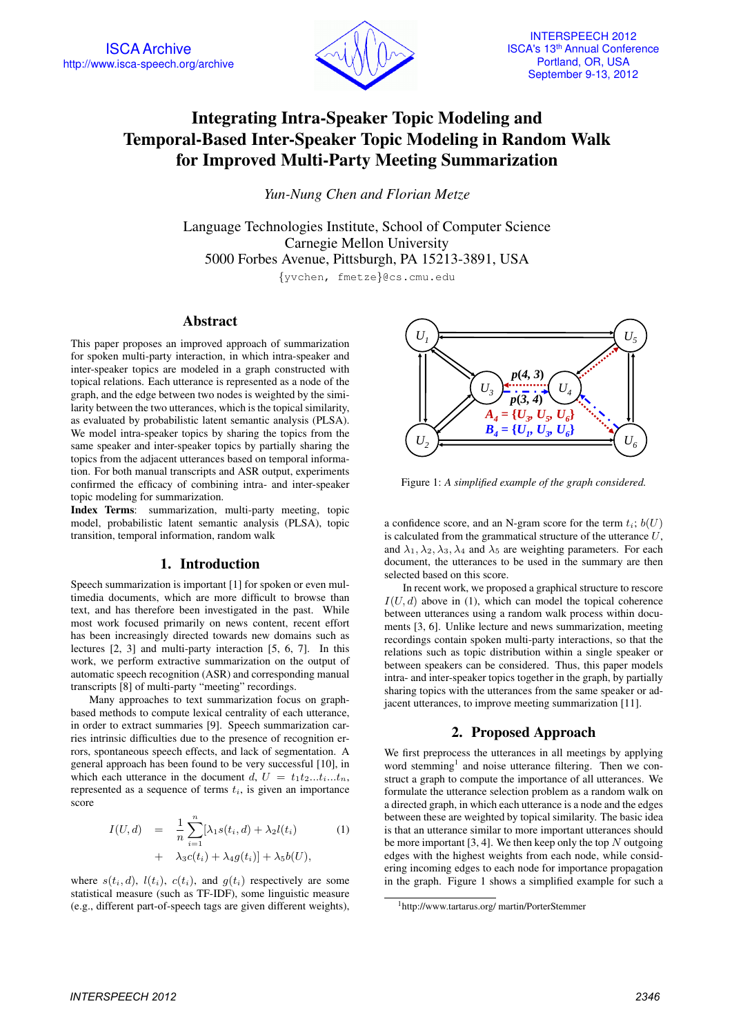# Integrating Intra-Speaker Topic Modeling and Temporal-Based Inter-Speaker Topic Modeling in Random Walk for Improved Multi-Party Meeting Summarization

*Yun-Nung Chen and Florian Metze*

Language Technologies Institute, School of Computer Science
Carnegie Mellon University
5000 Forbes Avenue, Pittsburgh, PA 15213-3891, USA

{yvchen, fmetze}@cs.cmu.edu

## Abstract

This paper proposes an improved approach of summarization for spoken multi-party interaction, in which intra-speaker and inter-speaker topics are modeled in a graph constructed with topical relations. Each utterance is represented as a node of the graph, and the edge between two nodes is weighted by the similarity between the two utterances, which is the topical similarity, as evaluated by probabilistic latent semantic analysis (PLSA). We model intra-speaker topics by sharing the topics from the same speaker and inter-speaker topics by partially sharing the topics from the adjacent utterances based on temporal information. For both manual transcripts and ASR output, experiments confirmed the efficacy of combining intra- and inter-speaker topic modeling for summarization.

**Index Terms**: summarization, multi-party meeting, topic model, probabilistic latent semantic analysis (PLSA), topic transition, temporal information, random walk

## 1. Introduction

Speech summarization is important [1] for spoken or even multimedia documents, which are more difficult to browse than text, and has therefore been investigated in the past. While most work focused primarily on news content, recent effort has been increasingly directed towards new domains such as lectures [2, 3] and multi-party interaction [5, 6, 7]. In this work, we perform extractive summarization on the output of automatic speech recognition (ASR) and corresponding manual transcripts [8] of multi-party "meeting" recordings.

Many approaches to text summarization focus on graph-based methods to compute lexical centrality of each utterance, in order to extract summaries [9]. Speech summarization carries intrinsic difficulties due to the presence of recognition errors, spontaneous speech effects, and lack of segmentation. A general approach has been found to be very successful [10], in which each utterance in the document $d$, $U = t_1 t_2 ... t_i ... t_n$, represented as a sequence of terms $t_i$, is given an importance score

$$
\begin{aligned}
I(U, d) \quad = \quad & \frac{1}{n} \sum_{i=1}^{n} [\lambda_1 s(t_i, d) + \lambda_2 l(t_i) \\
& + \quad \lambda_3 c(t_i) + \lambda_4 g(t_i)] + \lambda_5 b(U),
\end{aligned}
\tag{1}
$$

where $s(t_i, d)$, $l(t_i)$, $c(t_i)$, and $g(t_i)$ respectively are some statistical measure (such as TF-IDF), some linguistic measure (e.g., different part-of-speech tags are given different weights), a confidence score, and an N-gram score for the term $t_i$; $b(U)$ is calculated from the grammatical structure of the utterance $U$, and $\lambda_1, \lambda_2, \lambda_3, \lambda_4$ and $\lambda_5$ are weighting parameters. For each document, the utterances to be used in the summary are then selected based on this score.

In recent work, we proposed a graphical structure to rescore $I(U, d)$ above in (1), which can model the topical coherence between utterances using a random walk process within documents [3, 6]. Unlike lecture and news summarization, meeting recordings contain spoken multi-party interactions, so that the relations such as topic distribution within a single speaker or between speakers can be considered. Thus, this paper models intra- and inter-speaker topics together in the graph, by partially sharing topics with the utterances from the same speaker or adjacent utterances, to improve meeting summarization [11].

Figure 1: *A simplified example of the graph considered.*

## 2. Proposed Approach

We first preprocess the utterances in all meetings by applying word stemming[1] and noise utterance filtering. Then we construct a graph to compute the importance of all utterances. We formulate the utterance selection problem as a random walk on a directed graph, in which each utterance is a node and the edges between these are weighted by topical similarity. The basic idea is that an utterance similar to more important utterances should be more important [3, 4]. We then keep only the top $N$ outgoing edges with the highest weights from each node, while considering incoming edges to each node for importance propagation in the graph. Figure 1 shows a simplified example for such a

[1] http://www.tartarus.org/ martin/PorterStemmer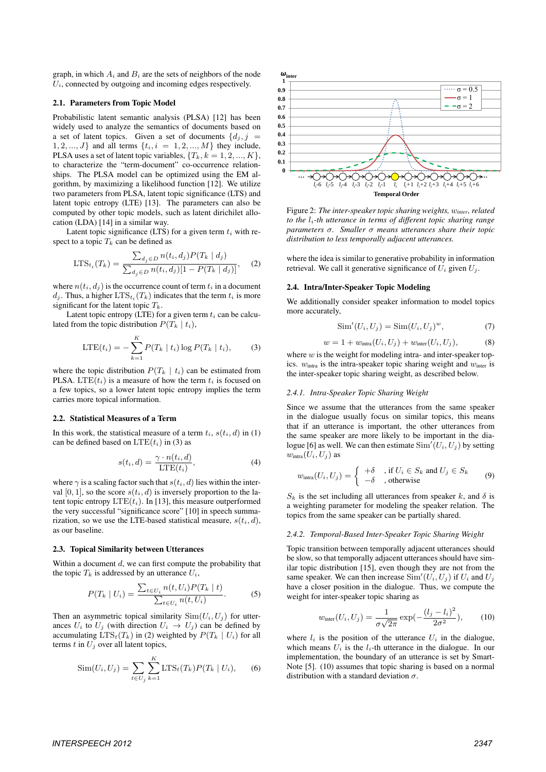graph, in which $A_i$ and $B_i$ are the sets of neighbors of the node $U_i$, connected by outgoing and incoming edges respectively.

### 2.1. Parameters from Topic Model

Probabilistic latent semantic analysis (PLSA) [12] has been widely used to analyze the semantics of documents based on a set of latent topics. Given a set of documents $\{d_j, j = 1, 2, ..., J\}$ and all terms $\{t_i, i = 1, 2, ..., M\}$ they include, PLSA uses a set of latent topic variables, $\{T_k, k = 1, 2, ..., K\}$, to characterize the "term-document" co-occurrence relationships. The PLSA model can be optimized using the EM algorithm, by maximizing a likelihood function [12]. We utilize two parameters from PLSA, latent topic significance (LTS) and latent topic entropy (LTE) [13]. The parameters can also be computed by other topic models, such as latent dirichilet allocation (LDA) [14] in a similar way.

Latent topic significance (LTS) for a given term $t_i$ with respect to a topic $T_k$ can be defined as

$$\text{LTS}_{t_i}(T_k) = \frac{\sum_{d_j \in D} n(t_i, d_j) P(T_k \mid d_j)}{\sum_{d_j \in D} n(t_i, d_j)[1 - P(T_k \mid d_j)]}, \quad (2)$$

where $n(t_i, d_j)$ is the occurrence count of term $t_i$ in a document $d_j$. Thus, a higher $\text{LTS}_{t_i}(T_k)$ indicates that the term $t_i$ is more significant for the latent topic $T_k$.

Latent topic entropy (LTE) for a given term $t_i$ can be calculated from the topic distribution $P(T_k \mid t_i)$,

$$\text{LTE}(t_i) = -\sum_{k=1}^{K} P(T_k \mid t_i) \log P(T_k \mid t_i), \quad (3)$$

where the topic distribution $P(T_k \mid t_i)$ can be estimated from PLSA. $\text{LTE}(t_i)$ is a measure of how the term $t_i$ is focused on a few topics, so a lower latent topic entropy implies the term carries more topical information.

### 2.2. Statistical Measures of a Term

In this work, the statistical measure of a term $t_i$, $s(t_i, d)$ in (1) can be defined based on $\text{LTE}(t_i)$ in (3) as

$$s(t_i, d) = \frac{\gamma \cdot n(t_i, d)}{\text{LTE}(t_i)}, \quad (4)$$

where $\gamma$ is a scaling factor such that $s(t_i, d)$ lies within the interval $[0, 1]$, so the score $s(t_i, d)$ is inversely proportion to the latent topic entropy $\text{LTE}(t_i)$. In [13], this measure outperformed the very successful "significance score" [10] in speech summarization, so we use the LTE-based statistical measure, $s(t_i, d)$, as our baseline.

### 2.3. Topical Similarity between Utterances

Within a document $d$, we can first compute the probability that the topic $T_k$ is addressed by an utterance $U_i$,

$$P(T_k \mid U_i) = \frac{\sum_{t \in U_i} n(t, U_i) P(T_k \mid t)}{\sum_{t \in U_i} n(t, U_i)}. \quad (5)$$

Then an asymmetric topical similarity $\text{Sim}(U_i, U_j)$ for utterances $U_i$ to $U_j$ (with direction $U_i \to U_j$) can be defined by accumulating $\text{LTS}_t(T_k)$ in (2) weighted by $P(T_k \mid U_i)$ for all terms $t$ in $U_j$ over all latent topics,

$$\text{Sim}(U_i, U_j) = \sum_{t \in U_j} \sum_{k=1}^{K} \text{LTS}_t(T_k) P(T_k \mid U_i), \quad (6)$$

where the idea is similar to generative probability in information retrieval. We call it generative significance of $U_i$ given $U_j$.

Figure 2: *The inter-speaker topic sharing weights, $w_{inter}$, related to the $l_i$-th utterance in terms of different topic sharing range parameters $\sigma$. Smaller $\sigma$ means utterances share their topic distribution to less temporally adjacent utterances.*

### 2.4. Intra/Inter-Speaker Topic Modeling

We additionally consider speaker information to model topics more accurately,

$$\text{Sim}'(U_i, U_j) = \text{Sim}(U_i, U_j)^w, \quad (7)$$

$$w = 1 + w_{\text{intra}}(U_i, U_j) + w_{\text{inter}}(U_i, U_j), \quad (8)$$

where $w$ is the weight for modeling intra- and inter-speaker topics. $w_{\text{intra}}$ is the intra-speaker topic sharing weight and $w_{\text{inter}}$ is the inter-speaker topic sharing weight, as described below.

#### 2.4.1. Intra-Speaker Topic Sharing Weight

Since we assume that the utterances from the same speaker in the dialogue usually focus on similar topics, this means that if an utterance is important, the other utterances from the same speaker are more likely to be important in the dialogue [6] as well. We can then estimate $\text{Sim}'(U_i, U_j)$ by setting $w_{\text{intra}}(U_i, U_j)$ as

$$w_{\text{intra}}(U_i, U_j) = \begin{cases} +\delta & \text{, if } U_i \in S_k \text{ and } U_j \in S_k \\ -\delta & \text{, otherwise} \end{cases} \quad (9)$$

$S_k$ is the set including all utterances from speaker $k$, and $\delta$ is a weighting parameter for modeling the speaker relation. The topics from the same speaker can be partially shared.

#### 2.4.2. Temporal-Based Inter-Speaker Topic Sharing Weight

Topic transition between temporally adjacent utterances should be slow, so that temporally adjacent utterances should have similar topic distribution [15], even though they are not from the same speaker. We can then increase $\text{Sim}'(U_i, U_j)$ if $U_i$ and $U_j$ have a closer position in the dialogue. Thus, we compute the weight for inter-speaker topic sharing as

$$w_{\text{inter}}(U_i, U_j) = \frac{1}{\sigma\sqrt{2\pi}} \exp\left(-\frac{(l_j - l_i)^2}{2\sigma^2}\right), \quad (10)$$

where $l_i$ is the position of the utterance $U_i$ in the dialogue, which means $U_i$ is the $l_i$-th utterance in the dialogue. In our implementation, the boundary of an utterance is set by SmartNote [5]. (10) assumes that topic sharing is based on a normal distribution with a standard deviation $\sigma$.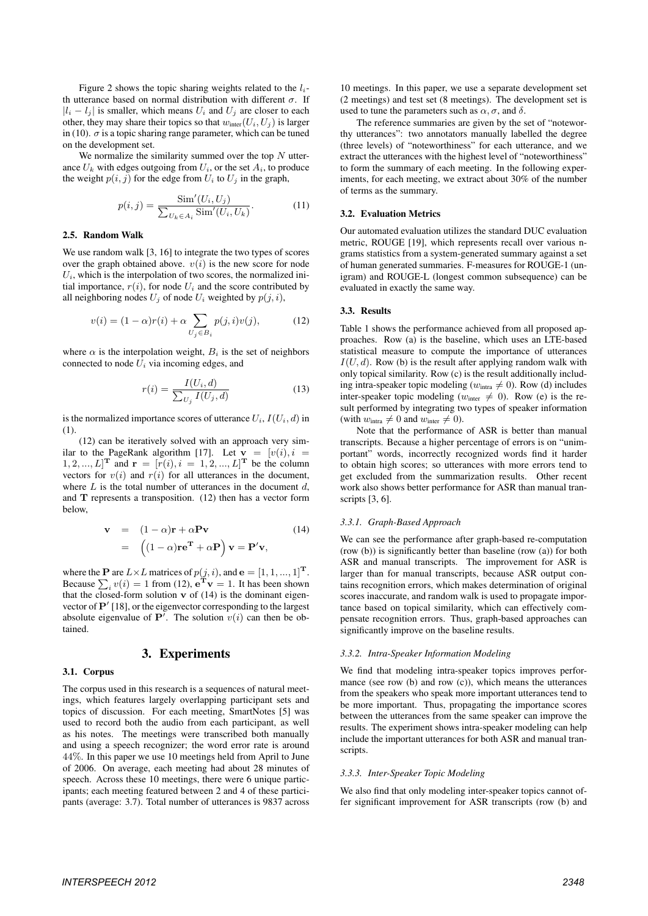Figure 2 shows the topic sharing weights related to the $l_i$-th utterance based on normal distribution with different $\sigma$. If $|l_i - l_j|$ is smaller, which means $U_i$ and $U_j$ are closer to each other, they may share their topics so that $w_{\text{inter}}(U_i, U_j)$ is larger in (10). $\sigma$ is a topic sharing range parameter, which can be tuned on the development set.

We normalize the similarity summed over the top $N$ utterance $U_k$ with edges outgoing from $U_i$, or the set $A_i$, to produce the weight $p(i, j)$ for the edge from $U_i$ to $U_j$ in the graph,

$$p(i,j) = \frac{\text{Sim}'(U_i, U_j)}{\sum_{U_k \in A_i} \text{Sim}'(U_i, U_k)}. \tag{11}$$

### 2.5. Random Walk

We use random walk [3, 16] to integrate the two types of scores over the graph obtained above. $v(i)$ is the new score for node $U_i$, which is the interpolation of two scores, the normalized initial importance, $r(i)$, for node $U_i$ and the score contributed by all neighboring nodes $U_j$ of node $U_i$ weighted by $p(j, i)$,

$$v(i) = (1 - \alpha) r(i) + \alpha \sum_{U_j \in B_i} p(j, i) v(j), \tag{12}$$

where $\alpha$ is the interpolation weight, $B_i$ is the set of neighbors connected to node $U_i$ via incoming edges, and

$$r(i) = \frac{I(U_i, d)}{\sum_{U_j} I(U_j, d)} \tag{13}$$

is the normalized importance scores of utterance $U_i$, $I(U_i, d)$ in (1).

(12) can be iteratively solved with an approach very similar to the PageRank algorithm [17]. Let $\mathbf{v} = [v(i), i = 1, 2, ..., L]^{\mathbf{T}}$ and $\mathbf{r} = [r(i), i = 1, 2, ..., L]^{\mathbf{T}}$ be the column vectors for $v(i)$ and $r(i)$ for all utterances in the document, where $L$ is the total number of utterances in the document $d$, and $\mathbf{T}$ represents a transposition. (12) then has a vector form below,

$$\begin{aligned} \mathbf{v} &= (1 - \alpha)\mathbf{r} + \alpha \mathbf{P} \mathbf{v} \\ &= \left( (1 - \alpha) \mathbf{r} \mathbf{e}^{\mathbf{T}} + \alpha \mathbf{P} \right) \mathbf{v} = \mathbf{P}' \mathbf{v}, \end{aligned} \tag{14}$$

where the $\mathbf{P}$ are $L \times L$ matrices of $p(j, i)$, and $\mathbf{e} = [1, 1, ..., 1]^{\mathbf{T}}$. Because $\sum_i v(i) = 1$ from (12), $\mathbf{e}^{\mathbf{T}} \mathbf{v} = 1$. It has been shown that the closed-form solution $\mathbf{v}$ of (14) is the dominant eigenvector of $\mathbf{P}'$ [18], or the eigenvector corresponding to the largest absolute eigenvalue of $\mathbf{P}'$. The solution $v(i)$ can then be obtained.

## 3. Experiments

### 3.1. Corpus

The corpus used in this research is a sequences of natural meetings, which features largely overlapping participant sets and topics of discussion. For each meeting, SmartNotes [5] was used to record both the audio from each participant, as well as his notes. The meetings were transcribed both manually and using a speech recognizer; the word error rate is around 44%. In this paper we use 10 meetings held from April to June of 2006. On average, each meeting had about 28 minutes of speech. Across these 10 meetings, there were 6 unique participants; each meeting featured between 2 and 4 of these participants (average: 3.7). Total number of utterances is 9837 across 10 meetings. In this paper, we use a separate development set (2 meetings) and test set (8 meetings). The development set is used to tune the parameters such as $\alpha, \sigma$, and $\delta$.

The reference summaries are given by the set of "noteworthy utterances": two annotators manually labelled the degree (three levels) of "noteworthiness" for each utterance, and we extract the utterances with the highest level of "noteworthiness" to form the summary of each meeting. In the following experiments, for each meeting, we extract about 30% of the number of terms as the summary.

### 3.2. Evaluation Metrics

Our automated evaluation utilizes the standard DUC evaluation metric, ROUGE [19], which represents recall over various n-grams statistics from a system-generated summary against a set of human generated summaries. F-measures for ROUGE-1 (unigram) and ROUGE-L (longest common subsequence) can be evaluated in exactly the same way.

### 3.3. Results

Table 1 shows the performance achieved from all proposed approaches. Row (a) is the baseline, which uses an LTE-based statistical measure to compute the importance of utterances $I(U, d)$. Row (b) is the result after applying random walk with only topical similarity. Row (c) is the result additionally including intra-speaker topic modeling ($w_{\text{intra}} \neq 0$). Row (d) includes inter-speaker topic modeling ($w_{\text{inter}} \neq 0$). Row (e) is the result performed by integrating two types of speaker information (with $w_{\text{intra}} \neq 0$ and $w_{\text{inter}} \neq 0$).

Note that the performance of ASR is better than manual transcripts. Because a higher percentage of errors is on "unimportant" words, incorrectly recognized words find it harder to obtain high scores; so utterances with more errors tend to get excluded from the summarization results. Other recent work also shows better performance for ASR than manual transcripts [3, 6].

#### *3.3.1. Graph-Based Approach*

We can see the performance after graph-based re-computation (row (b)) is significantly better than baseline (row (a)) for both ASR and manual transcripts. The improvement for ASR is larger than for manual transcripts, because ASR output contains recognition errors, which makes determination of original scores inaccurate, and random walk is used to propagate importance based on topical similarity, which can effectively compensate recognition errors. Thus, graph-based approaches can significantly improve on the baseline results.

#### *3.3.2. Intra-Speaker Information Modeling*

We find that modeling intra-speaker topics improves performance (see row (b) and row (c)), which means the utterances from the speakers who speak more important utterances tend to be more important. Thus, propagating the importance scores between the utterances from the same speaker can improve the results. The experiment shows intra-speaker modeling can help include the important utterances for both ASR and manual transcripts.

#### *3.3.3. Inter-Speaker Topic Modeling*

We also find that only modeling inter-speaker topics cannot offer significant improvement for ASR transcripts (row (b) and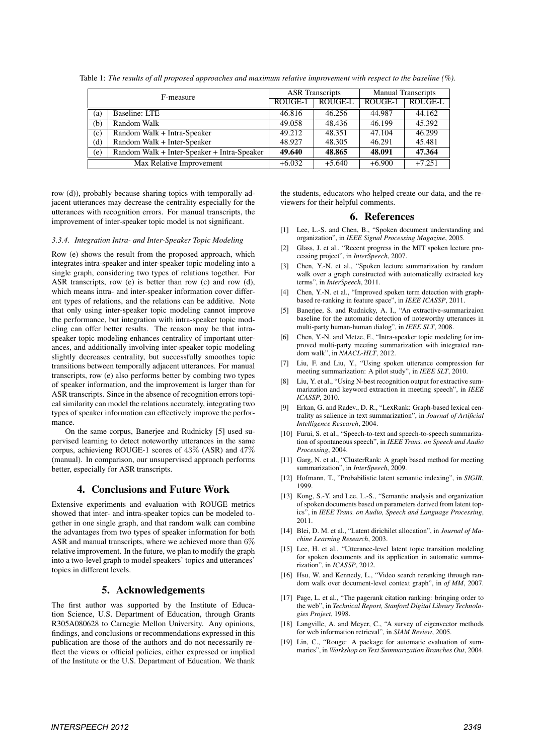Table 1: *The results of all proposed approaches and maximum relative improvement with respect to the baseline (%).*

| F-measure | | ASR Transcripts | | Manual Transcripts | |
|---|---|---|---|---|---|
| | | ROUGE-1 | ROUGE-L | ROUGE-1 | ROUGE-L |
| (a) | Baseline: LTE | 46.816 | 46.256 | 44.987 | 44.162 |
| (b) | Random Walk | 49.058 | 48.436 | 46.199 | 45.392 |
| (c) | Random Walk + Intra-Speaker | 49.212 | 48.351 | 47.104 | 46.299 |
| (d) | Random Walk + Inter-Speaker | 48.927 | 48.305 | 46.291 | 45.481 |
| (e) | Random Walk + Inter-Speaker + Intra-Speaker | **49.640** | **48.865** | **48.091** | **47.364** |
| Max Relative Improvement | | +6.032 | +5.640 | +6.900 | +7.251 |

row (d)), probably because sharing topics with temporally adjacent utterances may decrease the centrality especially for the utterances with recognition errors. For manual transcripts, the improvement of inter-speaker topic model is not significant.

#### *3.3.4. Integration Intra- and Inter-Speaker Topic Modeling*

Row (e) shows the result from the proposed approach, which integrates intra-speaker and inter-speaker topic modeling into a single graph, considering two types of relations together. For ASR transcripts, row (e) is better than row (c) and row (d), which means intra- and inter-speaker information cover different types of relations, and the relations can be additive. Note that only using inter-speaker topic modeling cannot improve the performance, but integration with intra-speaker topic modeling can offer better results. The reason may be that intra-speaker topic modeling enhances centrality of important utterances, and additionally involving inter-speaker topic modeling slightly decreases centrality, but successfully smoothes topic transitions between temporally adjacent utterances. For manual transcripts, row (e) also performs better by combing two types of speaker information, and the improvement is larger than for ASR transcripts. Since in the absence of recognition errors topical similarity can model the relations accurately, integrating two types of speaker information can effectively improve the performance.

On the same corpus, Banerjee and Rudnicky [5] used supervised learning to detect noteworthy utterances in the same corpus, achievieng ROUGE-1 scores of $43\%$ (ASR) and $47\%$ (manual). In comparison, our unsupervised approach performs better, especially for ASR transcripts.

## 4. Conclusions and Future Work

Extensive experiments and evaluation with ROUGE metrics showed that inter- and intra-speaker topics can be modeled together in one single graph, and that random walk can combine the advantages from two types of speaker information for both ASR and manual transcripts, where we achieved more than $6\%$ relative improvement. In the future, we plan to modify the graph into a two-level graph to model speakers' topics and utterances' topics in different levels.

## 5. Acknowledgements

The first author was supported by the Institute of Education Science, U.S. Department of Education, through Grants R305A080628 to Carnegie Mellon University. Any opinions, findings, and conclusions or recommendations expressed in this publication are those of the authors and do not necessarily reflect the views or official policies, either expressed or implied of the Institute or the U.S. Department of Education. We thank the students, educators who helped create our data, and the reviewers for their helpful comments.

## 6. References

[1] Lee, L.-S. and Chen, B., "Spoken document understanding and organization", in *IEEE Signal Processing Magazine*, 2005.

[2] Glass, J. et al., "Recent progress in the MIT spoken lecture processing project", in *InterSpeech*, 2007.

[3] Chen, Y.-N. et al., "Spoken lecture summarization by random walk over a graph constructed with automatically extracted key terms", in *InterSpeech*, 2011.

[4] Chen, Y.-N. et al., "Improved spoken term detection with graph-based re-ranking in feature space", in *IEEE ICASSP*, 2011.

[5] Banerjee, S. and Rudnicky, A. I., "An extractive-summarizaion baseline for the automatic detection of noteworthy utterances in multi-party human-human dialog", in *IEEE SLT*, 2008.

[6] Chen, Y.-N. and Metze, F., "Intra-speaker topic modeling for improved multi-party meeting summarization with integrated random walk", in *NAACL-HLT*, 2012.

[7] Liu, F. and Liu, Y., "Using spoken utterance compression for meeting summarization: A pilot study", in *IEEE SLT*, 2010.

[8] Liu, Y. et al., "Using N-best recognition output for extractive summarization and keyword extraction in meeting speech", in *IEEE ICASSP*, 2010.

[9] Erkan, G. and Radev., D. R., "LexRank: Graph-based lexical centrality as salience in text summarization", in *Journal of Artificial Intelligence Research*, 2004.

[10] Furui, S. et al., "Speech-to-text and speech-to-speech summarization of spontaneous speech", in *IEEE Trans. on Speech and Audio Processing*, 2004.

[11] Garg, N. et al., "ClusterRank: A graph based method for meeting summarization", in *InterSpeech*, 2009.

[12] Hofmann, T., "Probabilistic latent semantic indexing", in *SIGIR*, 1999.

[13] Kong, S.-Y. and Lee, L.-S., "Semantic analysis and organization of spoken documents based on parameters derived from latent topics", in *IEEE Trans. on Audio, Speech and Language Processing*, 2011.

[14] Blei, D. M. et al., "Latent dirichilet allocation", in *Journal of Machine Learning Research*, 2003.

[15] Lee, H. et al., "Utterance-level latent topic transition modeling for spoken documents and its application in automatic summarization", in *ICASSP*, 2012.

[16] Hsu, W. and Kennedy, L., "Video search reranking through random walk over document-level context graph", in *of MM*, 2007.

[17] Page, L. et al., "The pagerank citation ranking: bringing order to the web", in *Technical Report, Stanford Digital Library Technologies Project*, 1998.

[18] Langville, A. and Meyer, C., "A survey of eigenvector methods for web information retrieval", in *SIAM Review*, 2005.

[19] Lin, C., "Rouge: A package for automatic evaluation of summaries", in *Workshop on Text Summarization Branches Out*, 2004.